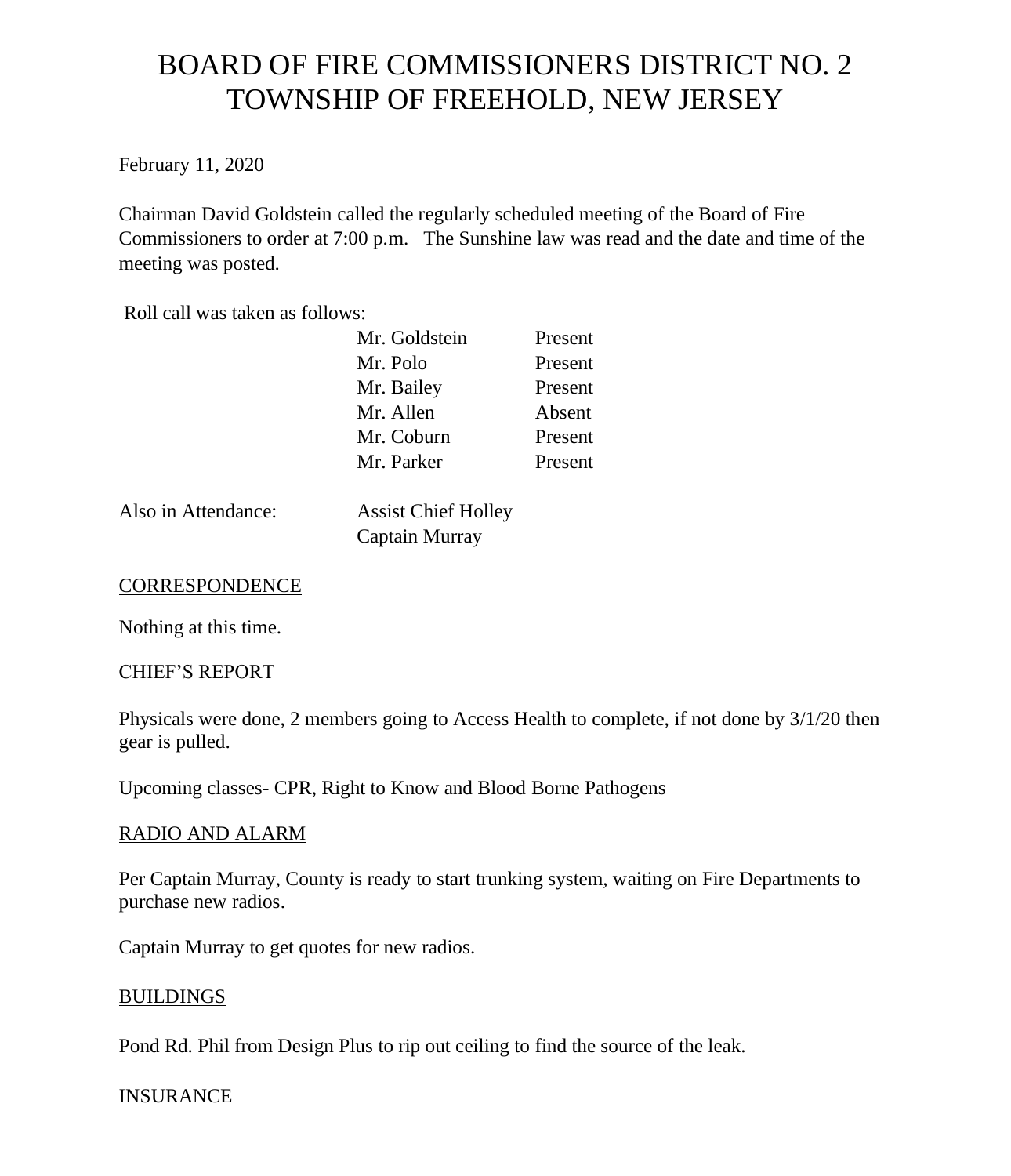# BOARD OF FIRE COMMISSIONERS DISTRICT NO. 2
# TOWNSHIP OF FREEHOLD, NEW JERSEY

February 11, 2020

Chairman David Goldstein called the regularly scheduled meeting of the Board of Fire Commissioners to order at 7:00 p.m. The Sunshine law was read and the date and time of the meeting was posted.

Roll call was taken as follows:

| | |
|---|---|
| Mr. Goldstein | Present |
| Mr. Polo | Present |
| Mr. Bailey | Present |
| Mr. Allen | Absent |
| Mr. Coburn | Present |
| Mr. Parker | Present |

Also in Attendance: Assist Chief Holley
Captain Murray

## CORRESPONDENCE

Nothing at this time.

## CHIEF'S REPORT

Physicals were done, 2 members going to Access Health to complete, if not done by 3/1/20 then gear is pulled.

Upcoming classes- CPR, Right to Know and Blood Borne Pathogens

## RADIO AND ALARM

Per Captain Murray, County is ready to start trunking system, waiting on Fire Departments to purchase new radios.

Captain Murray to get quotes for new radios.

## BUILDINGS

Pond Rd. Phil from Design Plus to rip out ceiling to find the source of the leak.

## INSURANCE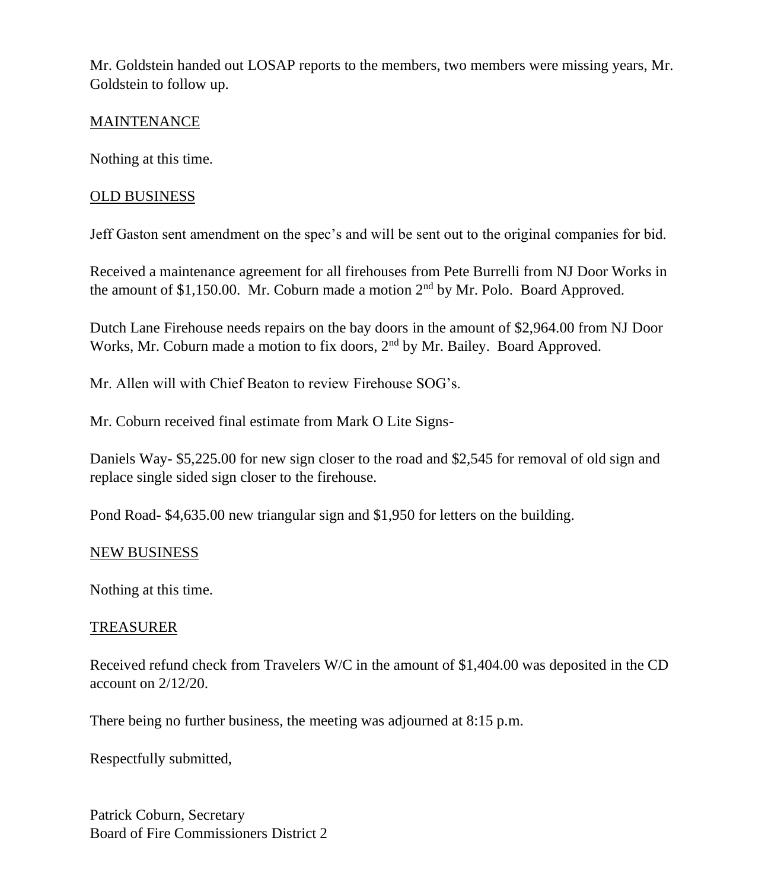Mr. Goldstein handed out LOSAP reports to the members, two members were missing years, Mr. Goldstein to follow up.

## MAINTENANCE

Nothing at this time.

## OLD BUSINESS

Jeff Gaston sent amendment on the spec's and will be sent out to the original companies for bid.

Received a maintenance agreement for all firehouses from Pete Burrelli from NJ Door Works in the amount of $1,150.00. Mr. Coburn made a motion 2nd by Mr. Polo. Board Approved.

Dutch Lane Firehouse needs repairs on the bay doors in the amount of $2,964.00 from NJ Door Works, Mr. Coburn made a motion to fix doors, 2nd by Mr. Bailey. Board Approved.

Mr. Allen will with Chief Beaton to review Firehouse SOG's.

Mr. Coburn received final estimate from Mark O Lite Signs-

Daniels Way- $5,225.00 for new sign closer to the road and $2,545 for removal of old sign and replace single sided sign closer to the firehouse.

Pond Road- $4,635.00 new triangular sign and $1,950 for letters on the building.

## NEW BUSINESS

Nothing at this time.

## TREASURER

Received refund check from Travelers W/C in the amount of $1,404.00 was deposited in the CD account on 2/12/20.

There being no further business, the meeting was adjourned at 8:15 p.m.

Respectfully submitted,

Patrick Coburn, Secretary
Board of Fire Commissioners District 2